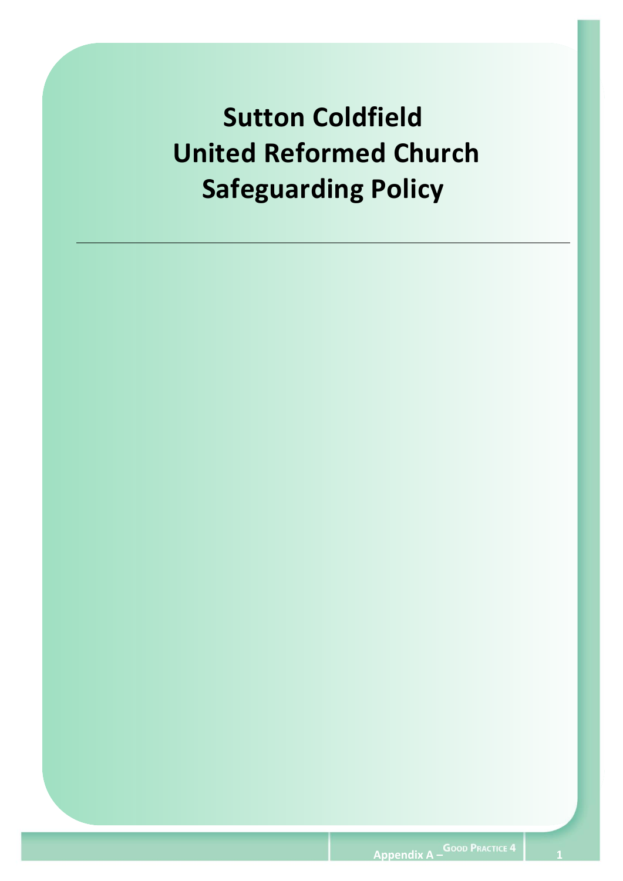# Sutton Coldfield United Reformed Church Safeguarding Policy

---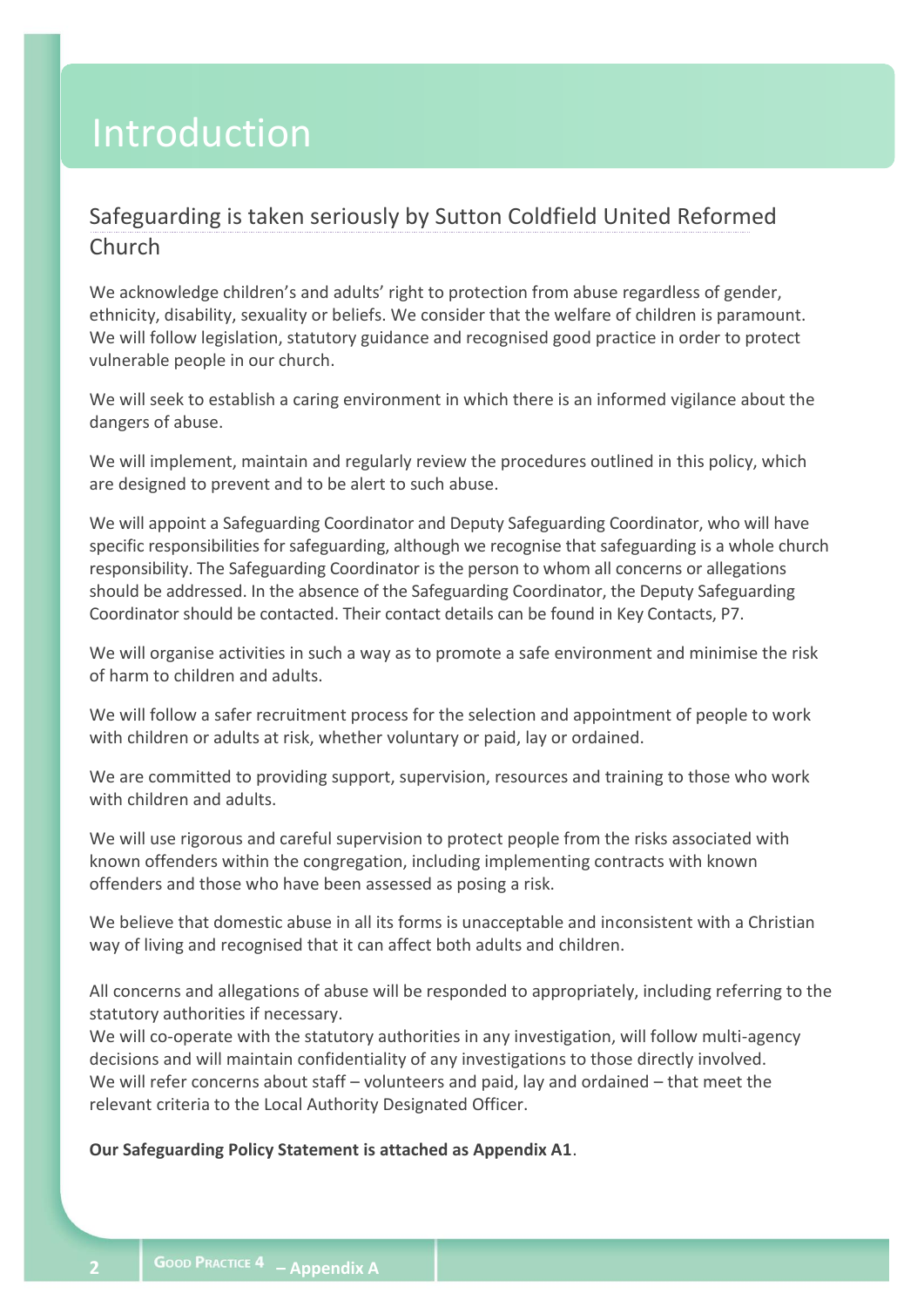# Introduction

## Safeguarding is taken seriously by Sutton Coldfield United Reformed Church

We acknowledge children's and adults' right to protection from abuse regardless of gender, ethnicity, disability, sexuality or beliefs. We consider that the welfare of children is paramount. We will follow legislation, statutory guidance and recognised good practice in order to protect vulnerable people in our church.

We will seek to establish a caring environment in which there is an informed vigilance about the dangers of abuse.

We will implement, maintain and regularly review the procedures outlined in this policy, which are designed to prevent and to be alert to such abuse.

We will appoint a Safeguarding Coordinator and Deputy Safeguarding Coordinator, who will have specific responsibilities for safeguarding, although we recognise that safeguarding is a whole church responsibility. The Safeguarding Coordinator is the person to whom all concerns or allegations should be addressed. In the absence of the Safeguarding Coordinator, the Deputy Safeguarding Coordinator should be contacted. Their contact details can be found in Key Contacts, P7.

We will organise activities in such a way as to promote a safe environment and minimise the risk of harm to children and adults.

We will follow a safer recruitment process for the selection and appointment of people to work with children or adults at risk, whether voluntary or paid, lay or ordained.

We are committed to providing support, supervision, resources and training to those who work with children and adults.

We will use rigorous and careful supervision to protect people from the risks associated with known offenders within the congregation, including implementing contracts with known offenders and those who have been assessed as posing a risk.

We believe that domestic abuse in all its forms is unacceptable and inconsistent with a Christian way of living and recognised that it can affect both adults and children.

All concerns and allegations of abuse will be responded to appropriately, including referring to the statutory authorities if necessary.
We will co-operate with the statutory authorities in any investigation, will follow multi-agency decisions and will maintain confidentiality of any investigations to those directly involved.
We will refer concerns about staff – volunteers and paid, lay and ordained – that meet the relevant criteria to the Local Authority Designated Officer.

**Our Safeguarding Policy Statement is attached as Appendix A1**.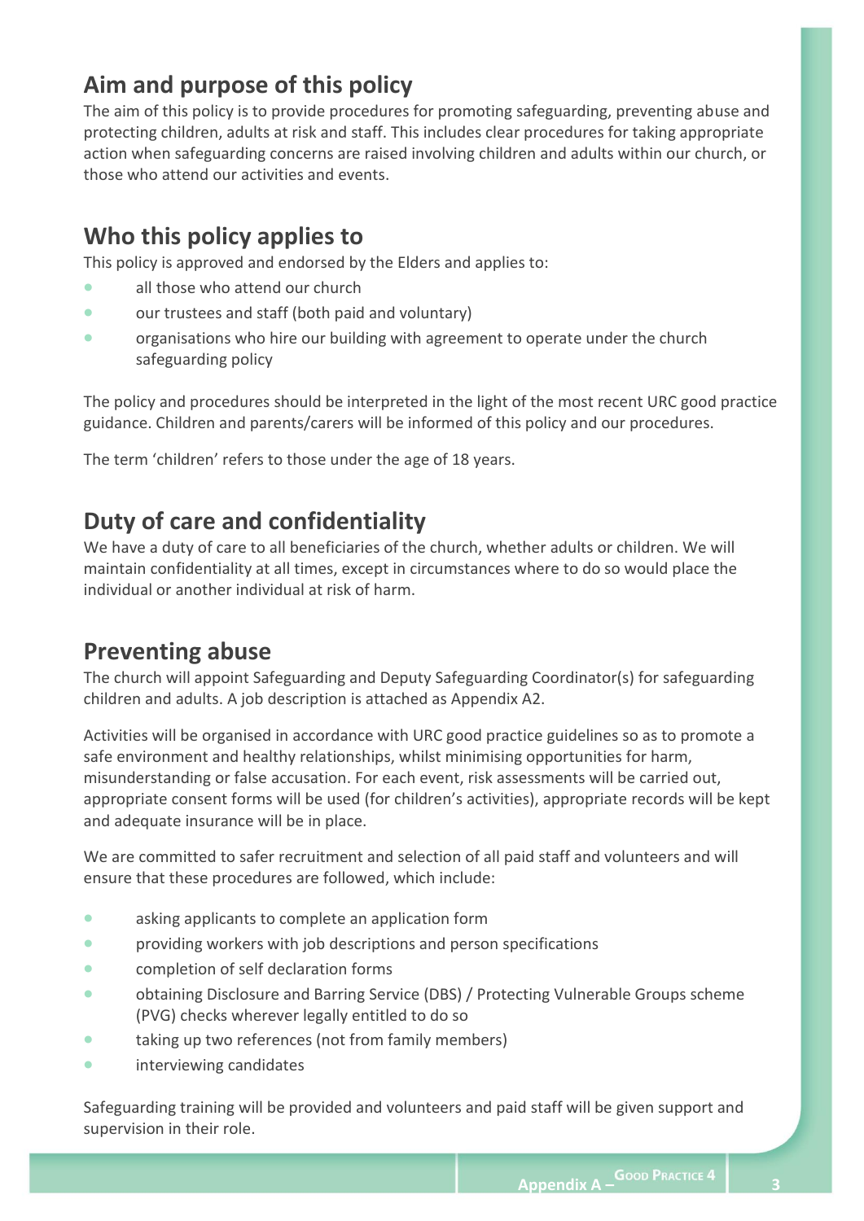## Aim and purpose of this policy

The aim of this policy is to provide procedures for promoting safeguarding, preventing abuse and protecting children, adults at risk and staff. This includes clear procedures for taking appropriate action when safeguarding concerns are raised involving children and adults within our church, or those who attend our activities and events.

## Who this policy applies to

This policy is approved and endorsed by the Elders and applies to:

- all those who attend our church
- our trustees and staff (both paid and voluntary)
- organisations who hire our building with agreement to operate under the church safeguarding policy

The policy and procedures should be interpreted in the light of the most recent URC good practice guidance. Children and parents/carers will be informed of this policy and our procedures.

The term 'children' refers to those under the age of 18 years.

## Duty of care and confidentiality

We have a duty of care to all beneficiaries of the church, whether adults or children. We will maintain confidentiality at all times, except in circumstances where to do so would place the individual or another individual at risk of harm.

## Preventing abuse

The church will appoint Safeguarding and Deputy Safeguarding Coordinator(s) for safeguarding children and adults. A job description is attached as Appendix A2.

Activities will be organised in accordance with URC good practice guidelines so as to promote a safe environment and healthy relationships, whilst minimising opportunities for harm, misunderstanding or false accusation. For each event, risk assessments will be carried out, appropriate consent forms will be used (for children's activities), appropriate records will be kept and adequate insurance will be in place.

We are committed to safer recruitment and selection of all paid staff and volunteers and will ensure that these procedures are followed, which include:

- asking applicants to complete an application form
- providing workers with job descriptions and person specifications
- completion of self declaration forms
- obtaining Disclosure and Barring Service (DBS) / Protecting Vulnerable Groups scheme (PVG) checks wherever legally entitled to do so
- taking up two references (not from family members)
- interviewing candidates

Safeguarding training will be provided and volunteers and paid staff will be given support and supervision in their role.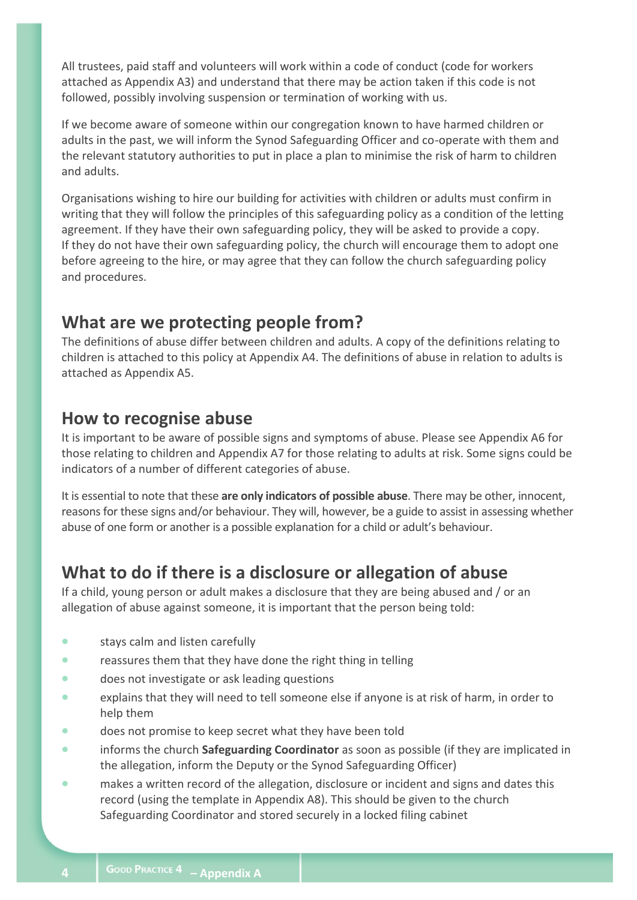All trustees, paid staff and volunteers will work within a code of conduct (code for workers attached as Appendix A3) and understand that there may be action taken if this code is not followed, possibly involving suspension or termination of working with us.

If we become aware of someone within our congregation known to have harmed children or adults in the past, we will inform the Synod Safeguarding Officer and co-operate with them and the relevant statutory authorities to put in place a plan to minimise the risk of harm to children and adults.

Organisations wishing to hire our building for activities with children or adults must confirm in writing that they will follow the principles of this safeguarding policy as a condition of the letting agreement. If they have their own safeguarding policy, they will be asked to provide a copy. If they do not have their own safeguarding policy, the church will encourage them to adopt one before agreeing to the hire, or may agree that they can follow the church safeguarding policy and procedures.

## What are we protecting people from?

The definitions of abuse differ between children and adults. A copy of the definitions relating to children is attached to this policy at Appendix A4. The definitions of abuse in relation to adults is attached as Appendix A5.

## How to recognise abuse

It is important to be aware of possible signs and symptoms of abuse. Please see Appendix A6 for those relating to children and Appendix A7 for those relating to adults at risk. Some signs could be indicators of a number of different categories of abuse.

It is essential to note that these **are only indicators of possible abuse**. There may be other, innocent, reasons for these signs and/or behaviour. They will, however, be a guide to assist in assessing whether abuse of one form or another is a possible explanation for a child or adult's behaviour.

## What to do if there is a disclosure or allegation of abuse

If a child, young person or adult makes a disclosure that they are being abused and / or an allegation of abuse against someone, it is important that the person being told:

- stays calm and listen carefully
- reassures them that they have done the right thing in telling
- does not investigate or ask leading questions
- explains that they will need to tell someone else if anyone is at risk of harm, in order to help them
- does not promise to keep secret what they have been told
- informs the church **Safeguarding Coordinator** as soon as possible (if they are implicated in the allegation, inform the Deputy or the Synod Safeguarding Officer)
- makes a written record of the allegation, disclosure or incident and signs and dates this record (using the template in Appendix A8). This should be given to the church Safeguarding Coordinator and stored securely in a locked filing cabinet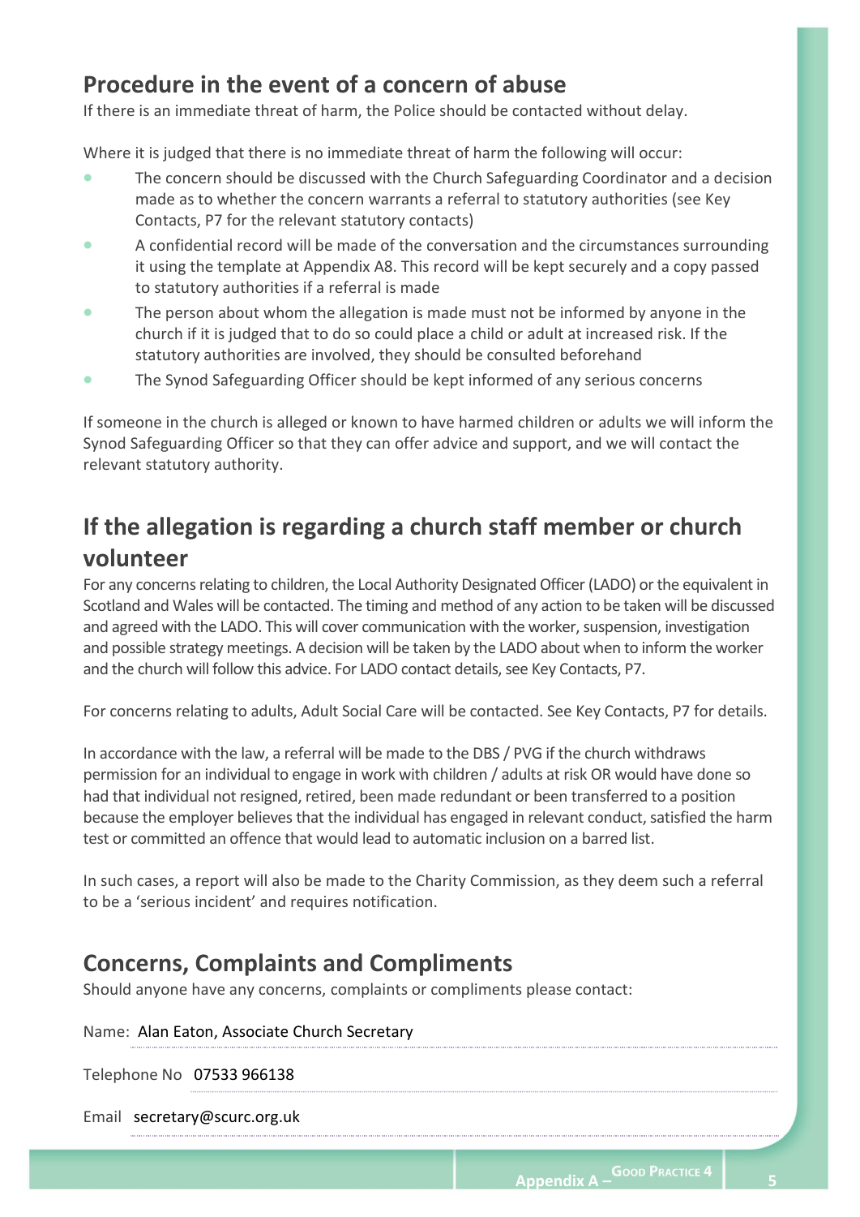## Procedure in the event of a concern of abuse

If there is an immediate threat of harm, the Police should be contacted without delay.

Where it is judged that there is no immediate threat of harm the following will occur:

- The concern should be discussed with the Church Safeguarding Coordinator and a decision made as to whether the concern warrants a referral to statutory authorities (see Key Contacts, P7 for the relevant statutory contacts)
- A confidential record will be made of the conversation and the circumstances surrounding it using the template at Appendix A8. This record will be kept securely and a copy passed to statutory authorities if a referral is made
- The person about whom the allegation is made must not be informed by anyone in the church if it is judged that to do so could place a child or adult at increased risk. If the statutory authorities are involved, they should be consulted beforehand
- The Synod Safeguarding Officer should be kept informed of any serious concerns

If someone in the church is alleged or known to have harmed children or adults we will inform the Synod Safeguarding Officer so that they can offer advice and support, and we will contact the relevant statutory authority.

## If the allegation is regarding a church staff member or church volunteer

For any concerns relating to children, the Local Authority Designated Officer (LADO) or the equivalent in Scotland and Wales will be contacted. The timing and method of any action to be taken will be discussed and agreed with the LADO. This will cover communication with the worker, suspension, investigation and possible strategy meetings. A decision will be taken by the LADO about when to inform the worker and the church will follow this advice. For LADO contact details, see Key Contacts, P7.

For concerns relating to adults, Adult Social Care will be contacted. See Key Contacts, P7 for details.

In accordance with the law, a referral will be made to the DBS / PVG if the church withdraws permission for an individual to engage in work with children / adults at risk OR would have done so had that individual not resigned, retired, been made redundant or been transferred to a position because the employer believes that the individual has engaged in relevant conduct, satisfied the harm test or committed an offence that would lead to automatic inclusion on a barred list.

In such cases, a report will also be made to the Charity Commission, as they deem such a referral to be a 'serious incident' and requires notification.

## Concerns, Complaints and Compliments

Should anyone have any concerns, complaints or compliments please contact:

Name: Alan Eaton, Associate Church Secretary

Telephone No 07533 966138

Email secretary@scurc.org.uk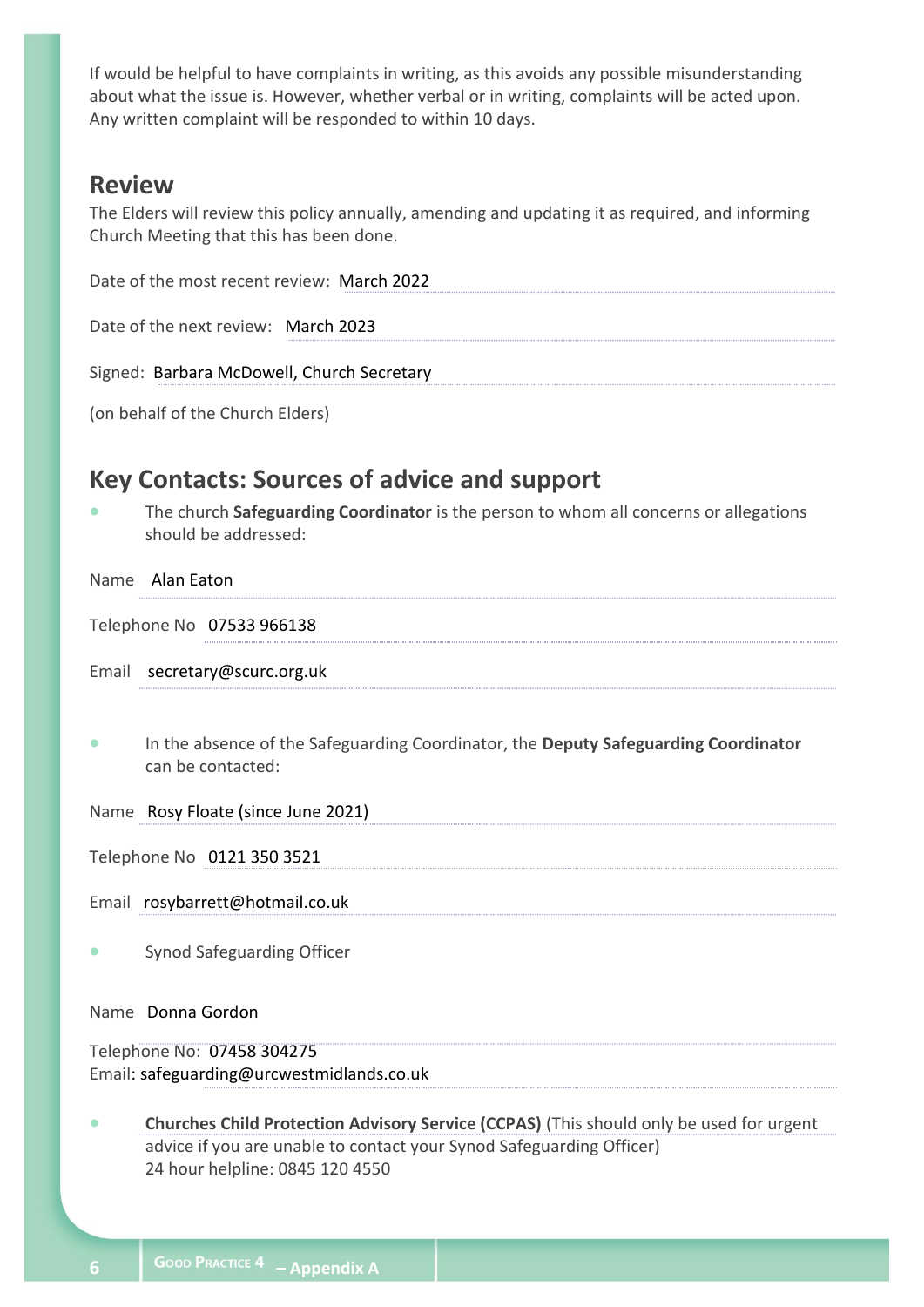If would be helpful to have complaints in writing, as this avoids any possible misunderstanding about what the issue is. However, whether verbal or in writing, complaints will be acted upon. Any written complaint will be responded to within 10 days.

## Review

The Elders will review this policy annually, amending and updating it as required, and informing Church Meeting that this has been done.

Date of the most recent review: March 2022

Date of the next review: March 2023

Signed: Barbara McDowell, Church Secretary

(on behalf of the Church Elders)

## Key Contacts: Sources of advice and support

- The church **Safeguarding Coordinator** is the person to whom all concerns or allegations should be addressed:

Name Alan Eaton

Telephone No 07533 966138

Email secretary@scurc.org.uk

- In the absence of the Safeguarding Coordinator, the **Deputy Safeguarding Coordinator** can be contacted:

Name Rosy Floate (since June 2021)

Telephone No 0121 350 3521

Email rosybarrett@hotmail.co.uk

- Synod Safeguarding Officer

Name Donna Gordon

Telephone No: 07458 304275
Email: safeguarding@urcwestmidlands.co.uk

- **Churches Child Protection Advisory Service (CCPAS)** (This should only be used for urgent advice if you are unable to contact your Synod Safeguarding Officer)
  24 hour helpline: 0845 120 4550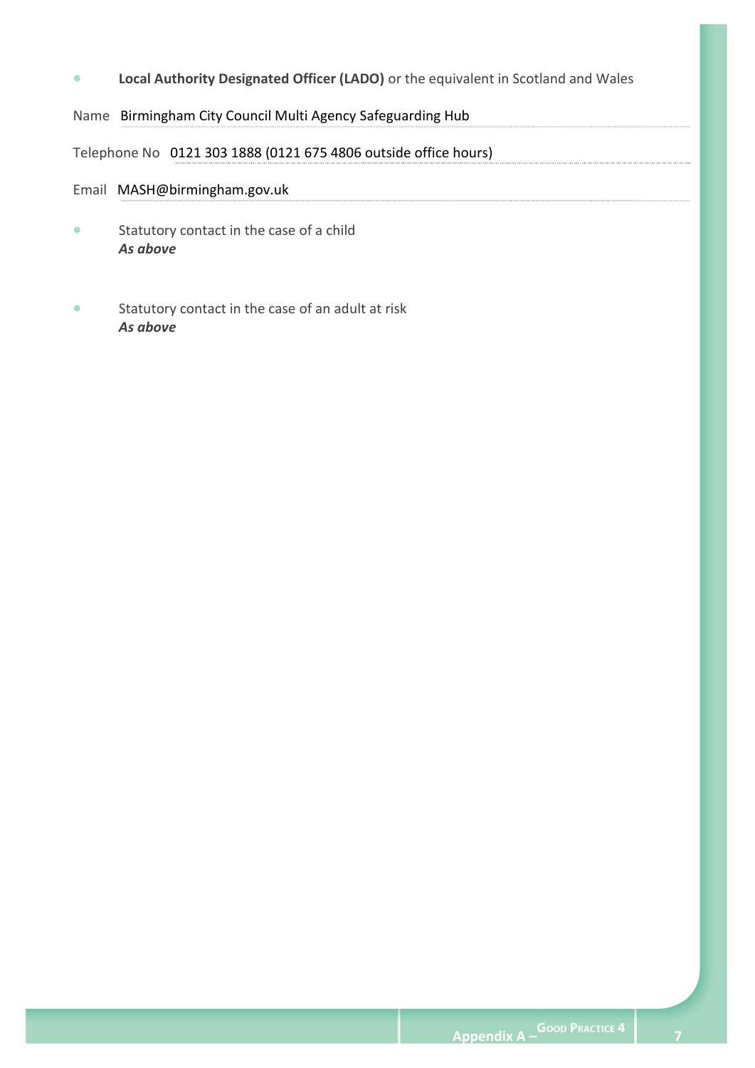- **Local Authority Designated Officer (LADO)** or the equivalent in Scotland and Wales

Name Birmingham City Council Multi Agency Safeguarding Hub

Telephone No 0121 303 1888 (0121 675 4806 outside office hours)

Email MASH@birmingham.gov.uk

- Statutory contact in the case of a child
  ***As above***

- Statutory contact in the case of an adult at risk
  ***As above***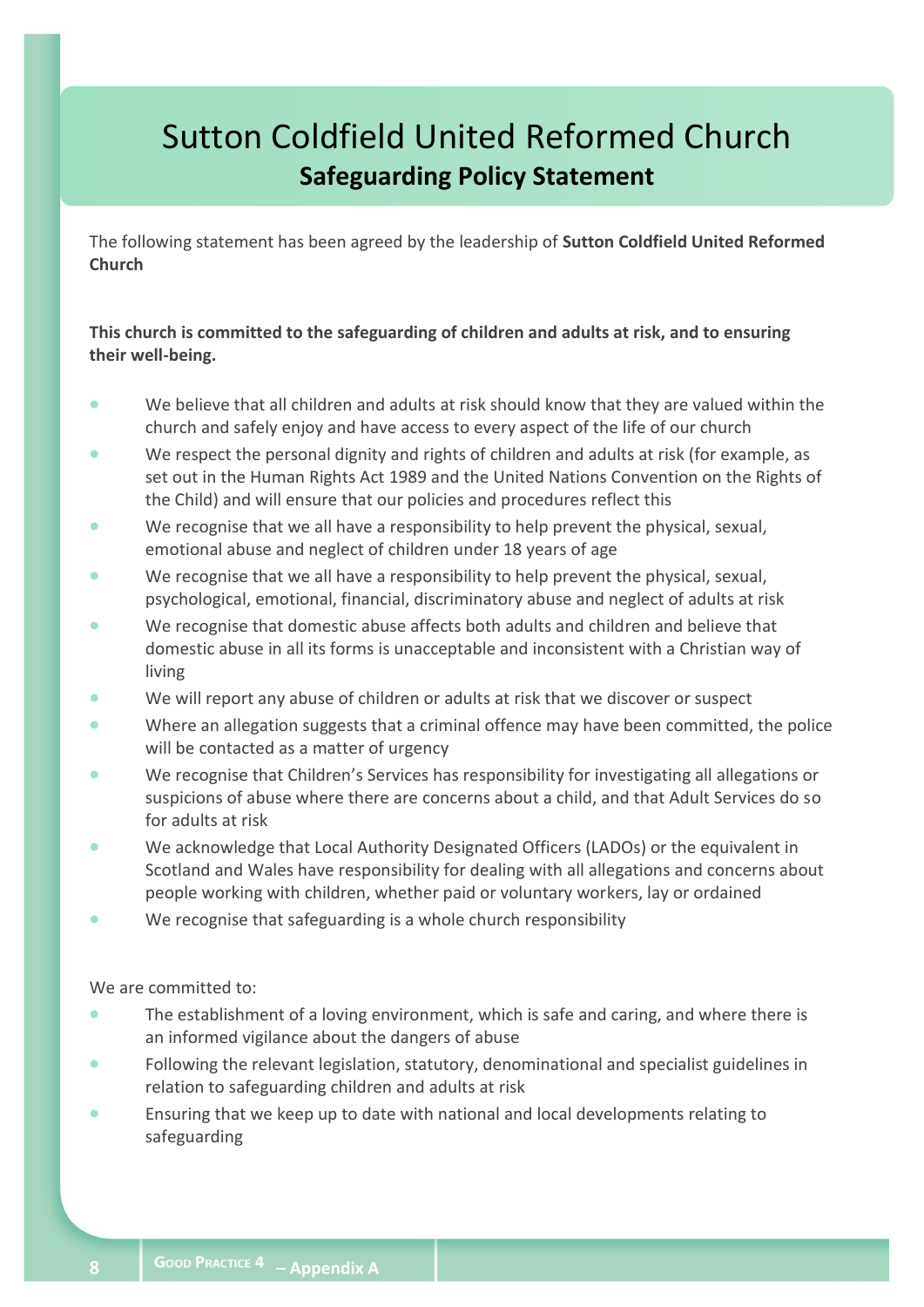# Sutton Coldfield United Reformed Church

## Safeguarding Policy Statement

The following statement has been agreed by the leadership of **Sutton Coldfield United Reformed Church**

**This church is committed to the safeguarding of children and adults at risk, and to ensuring their well-being.**

- We believe that all children and adults at risk should know that they are valued within the church and safely enjoy and have access to every aspect of the life of our church
- We respect the personal dignity and rights of children and adults at risk (for example, as set out in the Human Rights Act 1989 and the United Nations Convention on the Rights of the Child) and will ensure that our policies and procedures reflect this
- We recognise that we all have a responsibility to help prevent the physical, sexual, emotional abuse and neglect of children under 18 years of age
- We recognise that we all have a responsibility to help prevent the physical, sexual, psychological, emotional, financial, discriminatory abuse and neglect of adults at risk
- We recognise that domestic abuse affects both adults and children and believe that domestic abuse in all its forms is unacceptable and inconsistent with a Christian way of living
- We will report any abuse of children or adults at risk that we discover or suspect
- Where an allegation suggests that a criminal offence may have been committed, the police will be contacted as a matter of urgency
- We recognise that Children's Services has responsibility for investigating all allegations or suspicions of abuse where there are concerns about a child, and that Adult Services do so for adults at risk
- We acknowledge that Local Authority Designated Officers (LADOs) or the equivalent in Scotland and Wales have responsibility for dealing with all allegations and concerns about people working with children, whether paid or voluntary workers, lay or ordained
- We recognise that safeguarding is a whole church responsibility

We are committed to:

- The establishment of a loving environment, which is safe and caring, and where there is an informed vigilance about the dangers of abuse
- Following the relevant legislation, statutory, denominational and specialist guidelines in relation to safeguarding children and adults at risk
- Ensuring that we keep up to date with national and local developments relating to safeguarding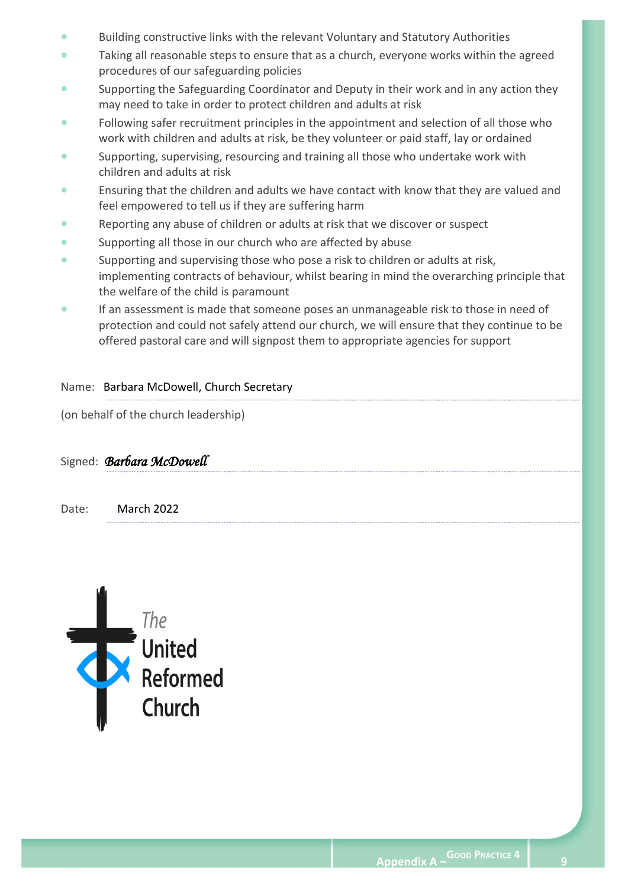- Building constructive links with the relevant Voluntary and Statutory Authorities
- Taking all reasonable steps to ensure that as a church, everyone works within the agreed procedures of our safeguarding policies
- Supporting the Safeguarding Coordinator and Deputy in their work and in any action they may need to take in order to protect children and adults at risk
- Following safer recruitment principles in the appointment and selection of all those who work with children and adults at risk, be they volunteer or paid staff, lay or ordained
- Supporting, supervising, resourcing and training all those who undertake work with children and adults at risk
- Ensuring that the children and adults we have contact with know that they are valued and feel empowered to tell us if they are suffering harm
- Reporting any abuse of children or adults at risk that we discover or suspect
- Supporting all those in our church who are affected by abuse
- Supporting and supervising those who pose a risk to children or adults at risk, implementing contracts of behaviour, whilst bearing in mind the overarching principle that the welfare of the child is paramount
- If an assessment is made that someone poses an unmanageable risk to those in need of protection and could not safely attend our church, we will ensure that they continue to be offered pastoral care and will signpost them to appropriate agencies for support

Name: Barbara McDowell, Church Secretary

(on behalf of the church leadership)

Signed: *Barbara McDowell*

Date: March 2022

The United Reformed Church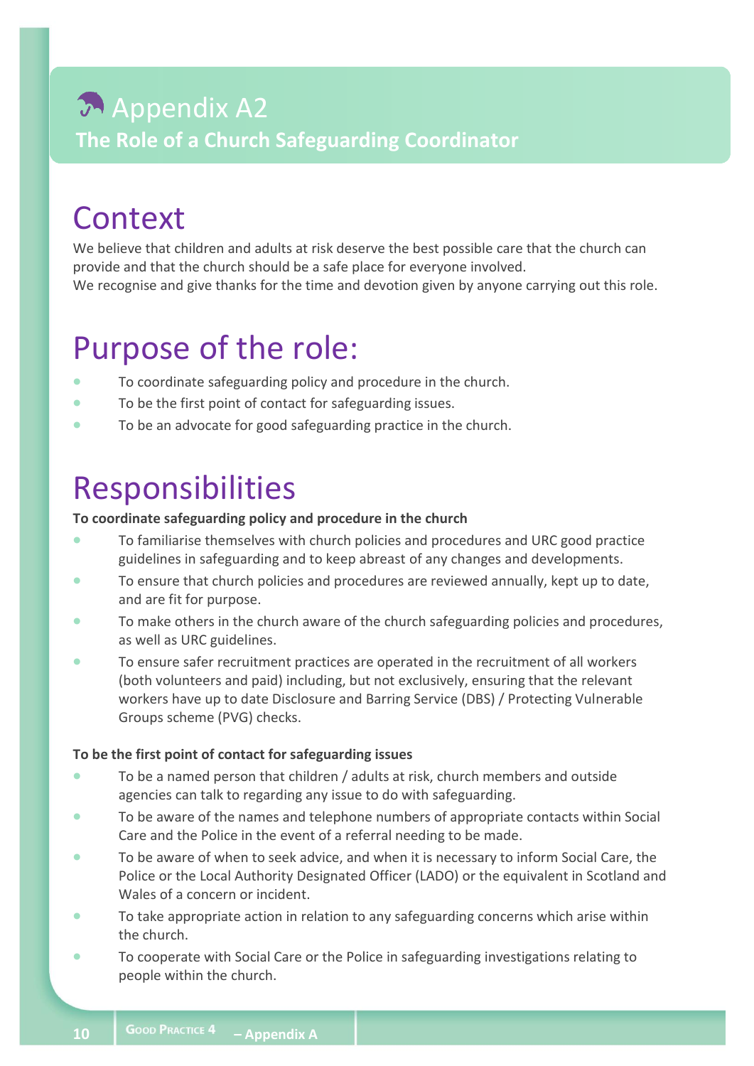# Appendix A2

## The Role of a Church Safeguarding Coordinator

## Context

We believe that children and adults at risk deserve the best possible care that the church can provide and that the church should be a safe place for everyone involved.
We recognise and give thanks for the time and devotion given by anyone carrying out this role.

## Purpose of the role:

- To coordinate safeguarding policy and procedure in the church.
- To be the first point of contact for safeguarding issues.
- To be an advocate for good safeguarding practice in the church.

## Responsibilities

**To coordinate safeguarding policy and procedure in the church**

- To familiarise themselves with church policies and procedures and URC good practice guidelines in safeguarding and to keep abreast of any changes and developments.
- To ensure that church policies and procedures are reviewed annually, kept up to date, and are fit for purpose.
- To make others in the church aware of the church safeguarding policies and procedures, as well as URC guidelines.
- To ensure safer recruitment practices are operated in the recruitment of all workers (both volunteers and paid) including, but not exclusively, ensuring that the relevant workers have up to date Disclosure and Barring Service (DBS) / Protecting Vulnerable Groups scheme (PVG) checks.

**To be the first point of contact for safeguarding issues**

- To be a named person that children / adults at risk, church members and outside agencies can talk to regarding any issue to do with safeguarding.
- To be aware of the names and telephone numbers of appropriate contacts within Social Care and the Police in the event of a referral needing to be made.
- To be aware of when to seek advice, and when it is necessary to inform Social Care, the Police or the Local Authority Designated Officer (LADO) or the equivalent in Scotland and Wales of a concern or incident.
- To take appropriate action in relation to any safeguarding concerns which arise within the church.
- To cooperate with Social Care or the Police in safeguarding investigations relating to people within the church.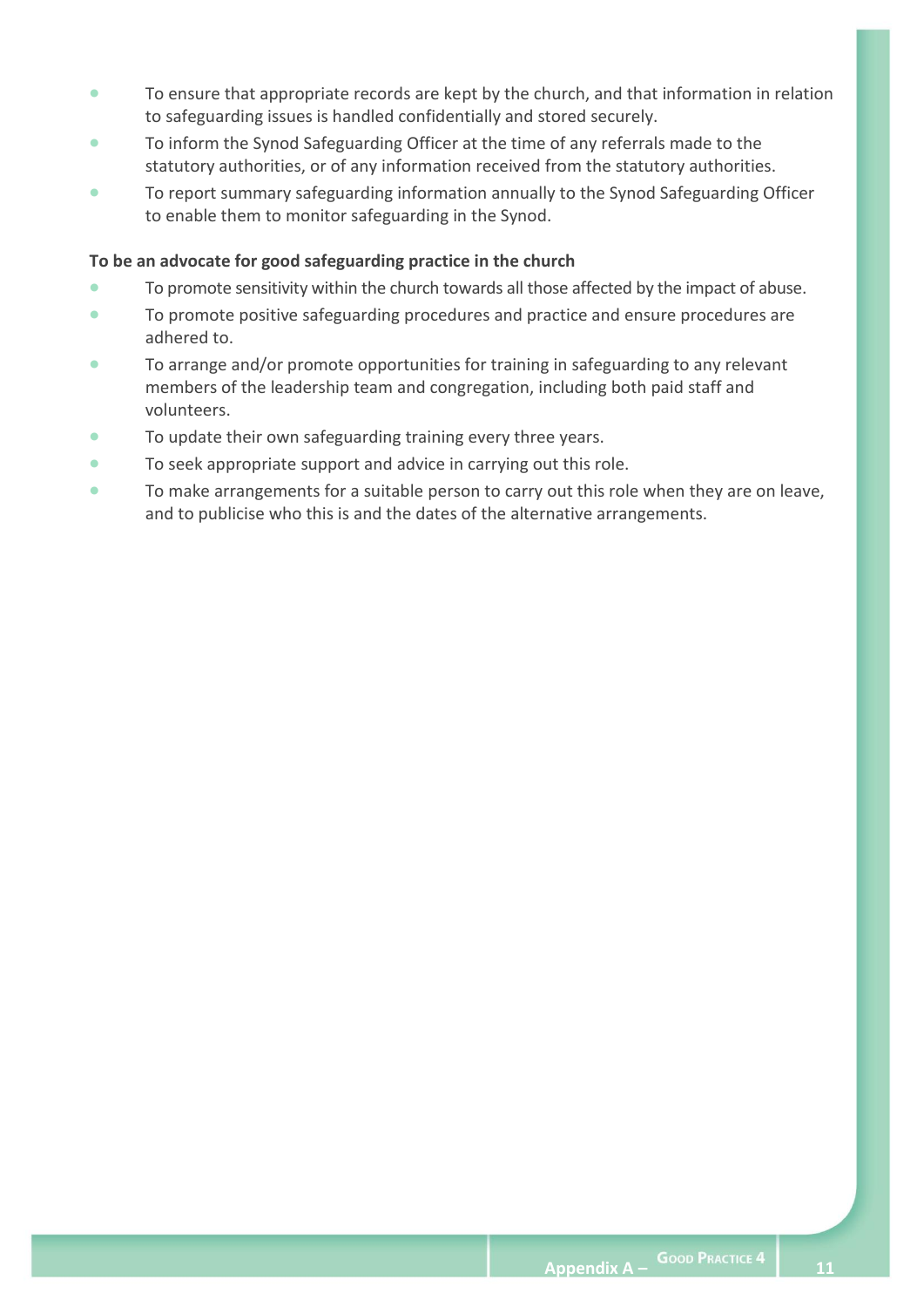- To ensure that appropriate records are kept by the church, and that information in relation to safeguarding issues is handled confidentially and stored securely.
- To inform the Synod Safeguarding Officer at the time of any referrals made to the statutory authorities, or of any information received from the statutory authorities.
- To report summary safeguarding information annually to the Synod Safeguarding Officer to enable them to monitor safeguarding in the Synod.

**To be an advocate for good safeguarding practice in the church**

- To promote sensitivity within the church towards all those affected by the impact of abuse.
- To promote positive safeguarding procedures and practice and ensure procedures are adhered to.
- To arrange and/or promote opportunities for training in safeguarding to any relevant members of the leadership team and congregation, including both paid staff and volunteers.
- To update their own safeguarding training every three years.
- To seek appropriate support and advice in carrying out this role.
- To make arrangements for a suitable person to carry out this role when they are on leave, and to publicise who this is and the dates of the alternative arrangements.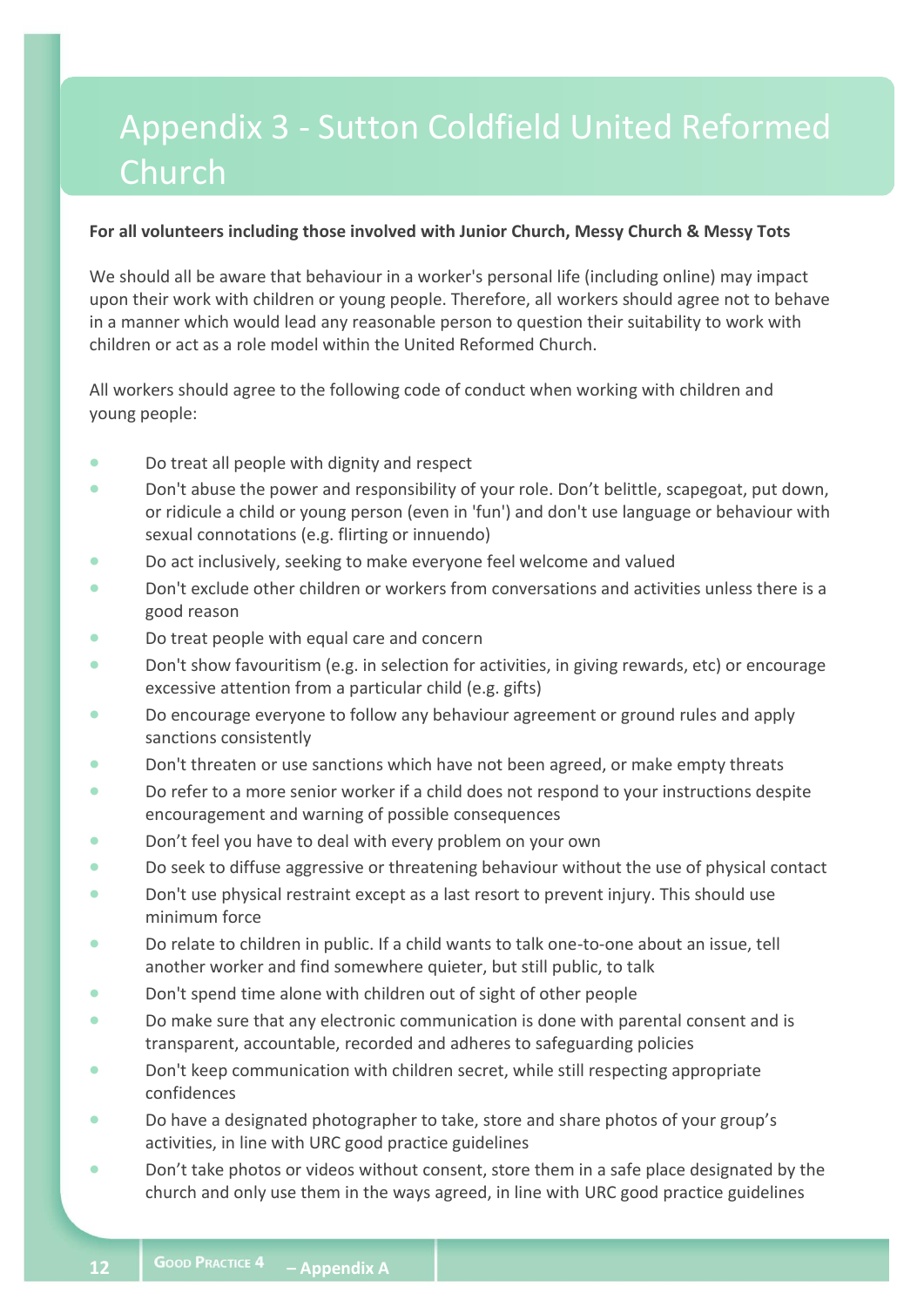# Appendix 3 - Sutton Coldfield United Reformed Church

**For all volunteers including those involved with Junior Church, Messy Church & Messy Tots**

We should all be aware that behaviour in a worker's personal life (including online) may impact upon their work with children or young people. Therefore, all workers should agree not to behave in a manner which would lead any reasonable person to question their suitability to work with children or act as a role model within the United Reformed Church.

All workers should agree to the following code of conduct when working with children and young people:

- Do treat all people with dignity and respect
- Don't abuse the power and responsibility of your role. Don't belittle, scapegoat, put down, or ridicule a child or young person (even in 'fun') and don't use language or behaviour with sexual connotations (e.g. flirting or innuendo)
- Do act inclusively, seeking to make everyone feel welcome and valued
- Don't exclude other children or workers from conversations and activities unless there is a good reason
- Do treat people with equal care and concern
- Don't show favouritism (e.g. in selection for activities, in giving rewards, etc) or encourage excessive attention from a particular child (e.g. gifts)
- Do encourage everyone to follow any behaviour agreement or ground rules and apply sanctions consistently
- Don't threaten or use sanctions which have not been agreed, or make empty threats
- Do refer to a more senior worker if a child does not respond to your instructions despite encouragement and warning of possible consequences
- Don't feel you have to deal with every problem on your own
- Do seek to diffuse aggressive or threatening behaviour without the use of physical contact
- Don't use physical restraint except as a last resort to prevent injury. This should use minimum force
- Do relate to children in public. If a child wants to talk one-to-one about an issue, tell another worker and find somewhere quieter, but still public, to talk
- Don't spend time alone with children out of sight of other people
- Do make sure that any electronic communication is done with parental consent and is transparent, accountable, recorded and adheres to safeguarding policies
- Don't keep communication with children secret, while still respecting appropriate confidences
- Do have a designated photographer to take, store and share photos of your group's activities, in line with URC good practice guidelines
- Don't take photos or videos without consent, store them in a safe place designated by the church and only use them in the ways agreed, in line with URC good practice guidelines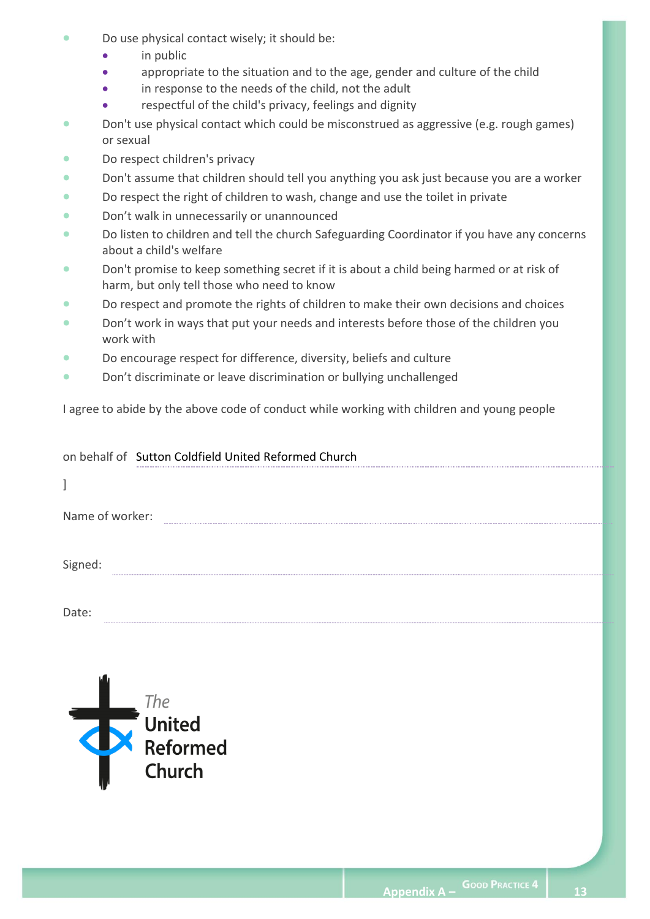- Do use physical contact wisely; it should be:
  - in public
  - appropriate to the situation and to the age, gender and culture of the child
  - in response to the needs of the child, not the adult
  - respectful of the child's privacy, feelings and dignity
- Don't use physical contact which could be misconstrued as aggressive (e.g. rough games) or sexual
- Do respect children's privacy
- Don't assume that children should tell you anything you ask just because you are a worker
- Do respect the right of children to wash, change and use the toilet in private
- Don't walk in unnecessarily or unannounced
- Do listen to children and tell the church Safeguarding Coordinator if you have any concerns about a child's welfare
- Don't promise to keep something secret if it is about a child being harmed or at risk of harm, but only tell those who need to know
- Do respect and promote the rights of children to make their own decisions and choices
- Don't work in ways that put your needs and interests before those of the children you work with
- Do encourage respect for difference, diversity, beliefs and culture
- Don't discriminate or leave discrimination or bullying unchallenged

I agree to abide by the above code of conduct while working with children and young people

on behalf of Sutton Coldfield United Reformed Church

]

Name of worker: ..............................................................................

Signed: ..............................................................................

Date: ..............................................................................

The United Reformed Church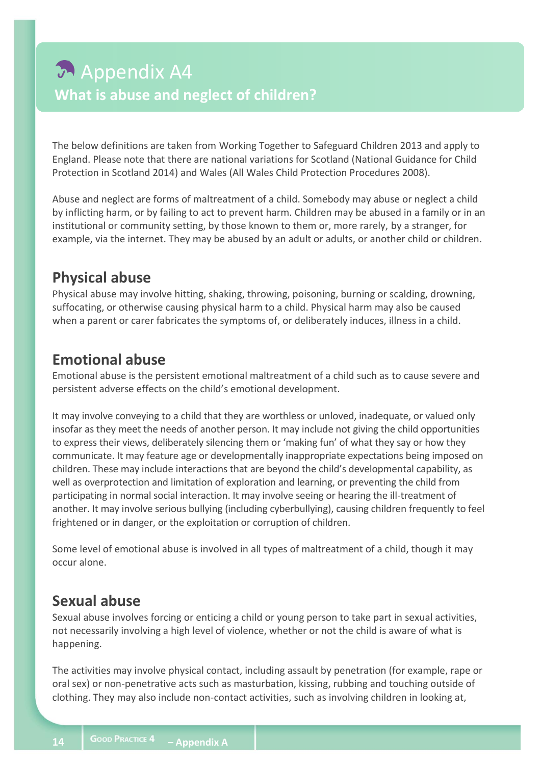# Appendix A4

## What is abuse and neglect of children?

The below definitions are taken from Working Together to Safeguard Children 2013 and apply to England. Please note that there are national variations for Scotland (National Guidance for Child Protection in Scotland 2014) and Wales (All Wales Child Protection Procedures 2008).

Abuse and neglect are forms of maltreatment of a child. Somebody may abuse or neglect a child by inflicting harm, or by failing to act to prevent harm. Children may be abused in a family or in an institutional or community setting, by those known to them or, more rarely, by a stranger, for example, via the internet. They may be abused by an adult or adults, or another child or children.

### Physical abuse

Physical abuse may involve hitting, shaking, throwing, poisoning, burning or scalding, drowning, suffocating, or otherwise causing physical harm to a child. Physical harm may also be caused when a parent or carer fabricates the symptoms of, or deliberately induces, illness in a child.

### Emotional abuse

Emotional abuse is the persistent emotional maltreatment of a child such as to cause severe and persistent adverse effects on the child's emotional development.

It may involve conveying to a child that they are worthless or unloved, inadequate, or valued only insofar as they meet the needs of another person. It may include not giving the child opportunities to express their views, deliberately silencing them or 'making fun' of what they say or how they communicate. It may feature age or developmentally inappropriate expectations being imposed on children. These may include interactions that are beyond the child's developmental capability, as well as overprotection and limitation of exploration and learning, or preventing the child from participating in normal social interaction. It may involve seeing or hearing the ill-treatment of another. It may involve serious bullying (including cyberbullying), causing children frequently to feel frightened or in danger, or the exploitation or corruption of children.

Some level of emotional abuse is involved in all types of maltreatment of a child, though it may occur alone.

### Sexual abuse

Sexual abuse involves forcing or enticing a child or young person to take part in sexual activities, not necessarily involving a high level of violence, whether or not the child is aware of what is happening.

The activities may involve physical contact, including assault by penetration (for example, rape or oral sex) or non-penetrative acts such as masturbation, kissing, rubbing and touching outside of clothing. They may also include non-contact activities, such as involving children in looking at,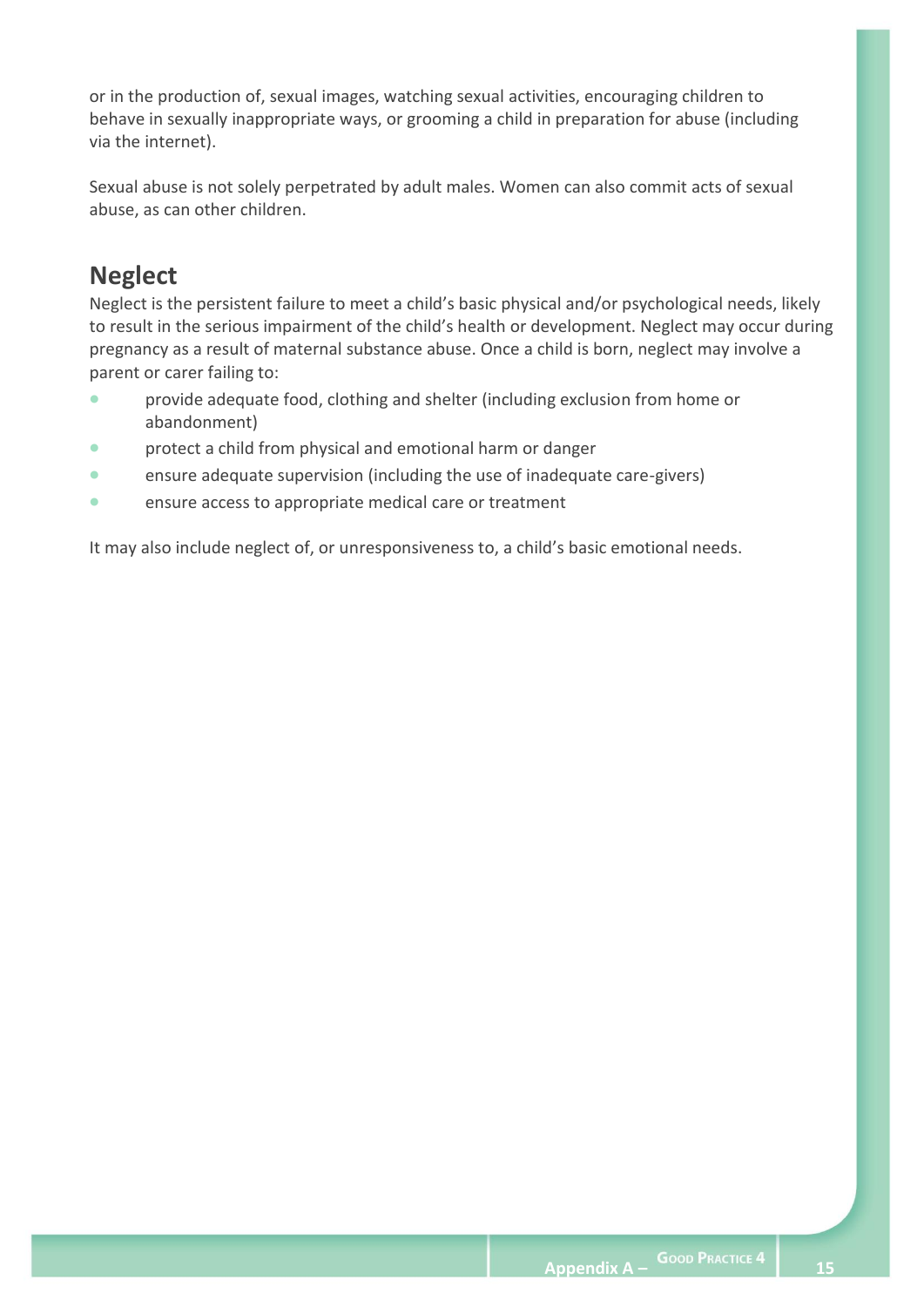or in the production of, sexual images, watching sexual activities, encouraging children to behave in sexually inappropriate ways, or grooming a child in preparation for abuse (including via the internet).

Sexual abuse is not solely perpetrated by adult males. Women can also commit acts of sexual abuse, as can other children.

## Neglect

Neglect is the persistent failure to meet a child's basic physical and/or psychological needs, likely to result in the serious impairment of the child's health or development. Neglect may occur during pregnancy as a result of maternal substance abuse. Once a child is born, neglect may involve a parent or carer failing to:

- provide adequate food, clothing and shelter (including exclusion from home or abandonment)
- protect a child from physical and emotional harm or danger
- ensure adequate supervision (including the use of inadequate care-givers)
- ensure access to appropriate medical care or treatment

It may also include neglect of, or unresponsiveness to, a child's basic emotional needs.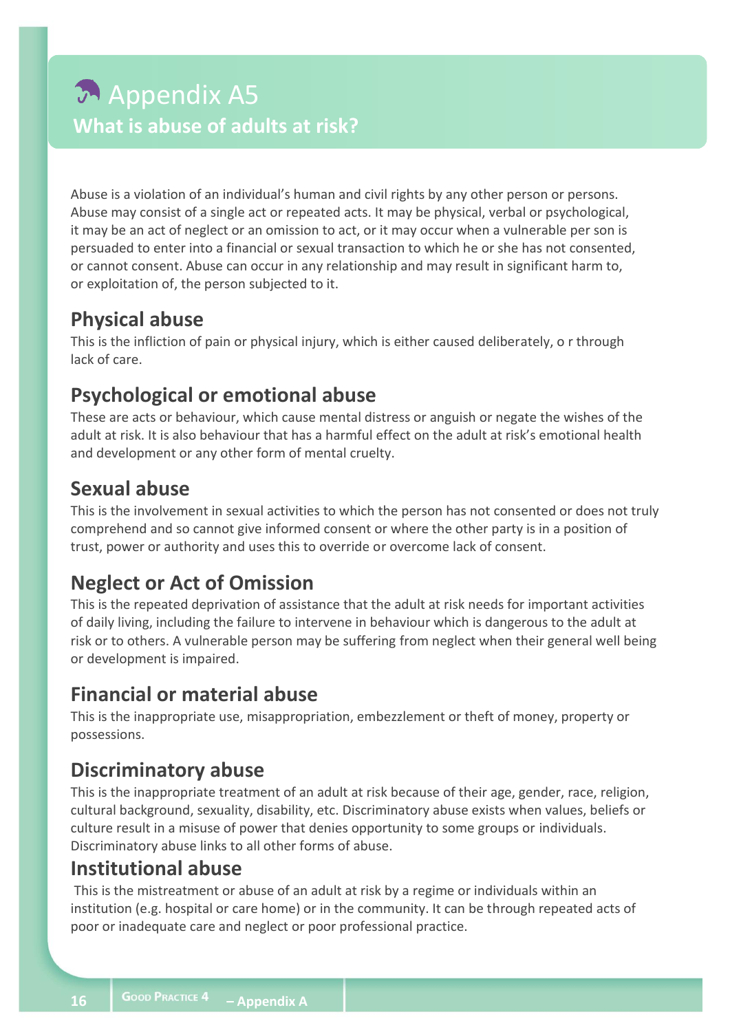# Appendix A5

## What is abuse of adults at risk?

Abuse is a violation of an individual's human and civil rights by any other person or persons. Abuse may consist of a single act or repeated acts. It may be physical, verbal or psychological, it may be an act of neglect or an omission to act, or it may occur when a vulnerable per son is persuaded to enter into a financial or sexual transaction to which he or she has not consented, or cannot consent. Abuse can occur in any relationship and may result in significant harm to, or exploitation of, the person subjected to it.

### Physical abuse

This is the infliction of pain or physical injury, which is either caused deliberately, o r through lack of care.

### Psychological or emotional abuse

These are acts or behaviour, which cause mental distress or anguish or negate the wishes of the adult at risk. It is also behaviour that has a harmful effect on the adult at risk's emotional health and development or any other form of mental cruelty.

### Sexual abuse

This is the involvement in sexual activities to which the person has not consented or does not truly comprehend and so cannot give informed consent or where the other party is in a position of trust, power or authority and uses this to override or overcome lack of consent.

### Neglect or Act of Omission

This is the repeated deprivation of assistance that the adult at risk needs for important activities of daily living, including the failure to intervene in behaviour which is dangerous to the adult at risk or to others. A vulnerable person may be suffering from neglect when their general well being or development is impaired.

### Financial or material abuse

This is the inappropriate use, misappropriation, embezzlement or theft of money, property or possessions.

### Discriminatory abuse

This is the inappropriate treatment of an adult at risk because of their age, gender, race, religion, cultural background, sexuality, disability, etc. Discriminatory abuse exists when values, beliefs or culture result in a misuse of power that denies opportunity to some groups or individuals. Discriminatory abuse links to all other forms of abuse.

### Institutional abuse

This is the mistreatment or abuse of an adult at risk by a regime or individuals within an institution (e.g. hospital or care home) or in the community. It can be through repeated acts of poor or inadequate care and neglect or poor professional practice.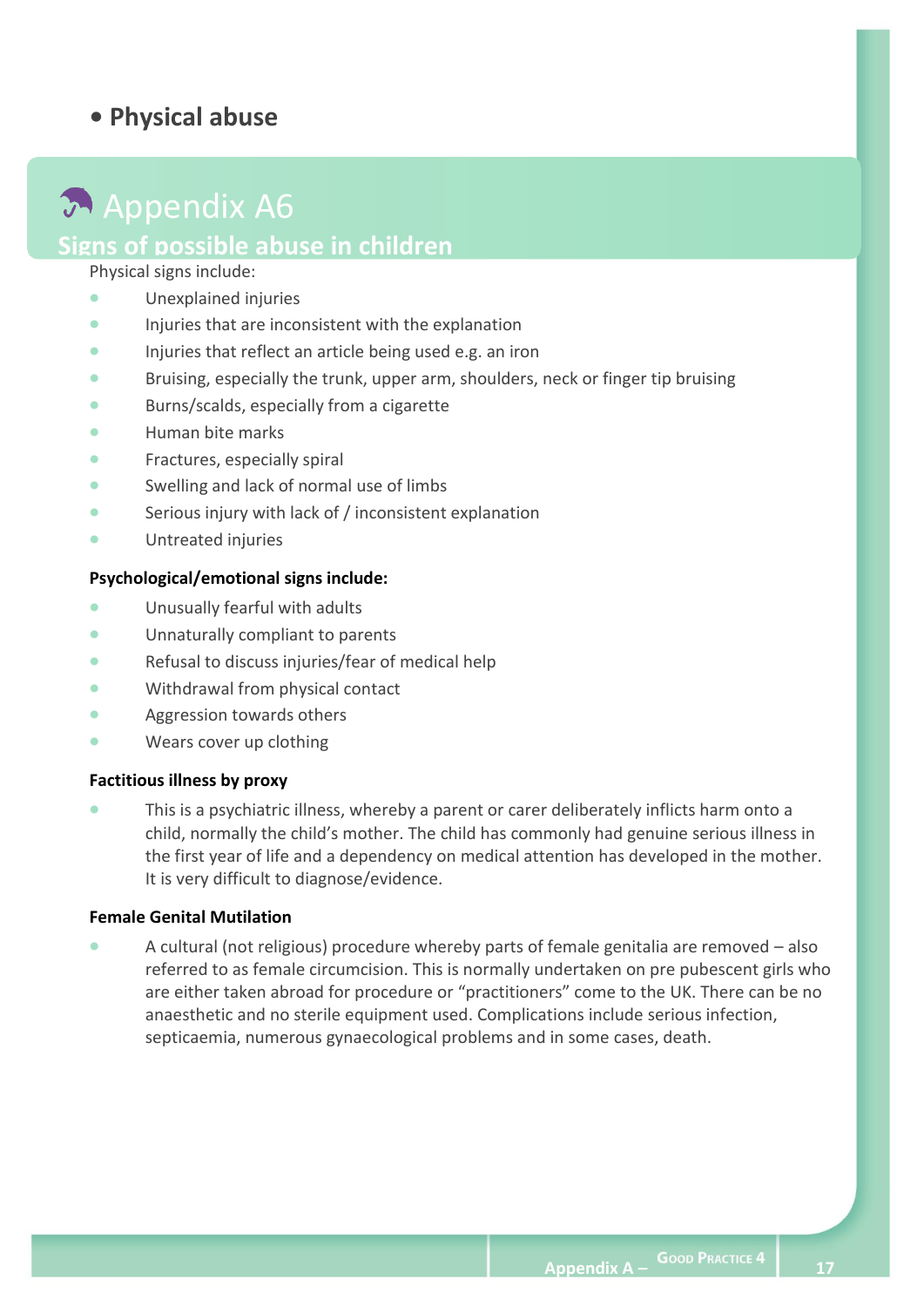- **Physical abuse**

# Appendix A6

## Signs of possible abuse in children

Physical signs include:

- Unexplained injuries
- Injuries that are inconsistent with the explanation
- Injuries that reflect an article being used e.g. an iron
- Bruising, especially the trunk, upper arm, shoulders, neck or finger tip bruising
- Burns/scalds, especially from a cigarette
- Human bite marks
- Fractures, especially spiral
- Swelling and lack of normal use of limbs
- Serious injury with lack of / inconsistent explanation
- Untreated injuries

**Psychological/emotional signs include:**

- Unusually fearful with adults
- Unnaturally compliant to parents
- Refusal to discuss injuries/fear of medical help
- Withdrawal from physical contact
- Aggression towards others
- Wears cover up clothing

**Factitious illness by proxy**

- This is a psychiatric illness, whereby a parent or carer deliberately inflicts harm onto a child, normally the child's mother. The child has commonly had genuine serious illness in the first year of life and a dependency on medical attention has developed in the mother. It is very difficult to diagnose/evidence.

**Female Genital Mutilation**

- A cultural (not religious) procedure whereby parts of female genitalia are removed – also referred to as female circumcision. This is normally undertaken on pre pubescent girls who are either taken abroad for procedure or "practitioners" come to the UK. There can be no anaesthetic and no sterile equipment used. Complications include serious infection, septicaemia, numerous gynaecological problems and in some cases, death.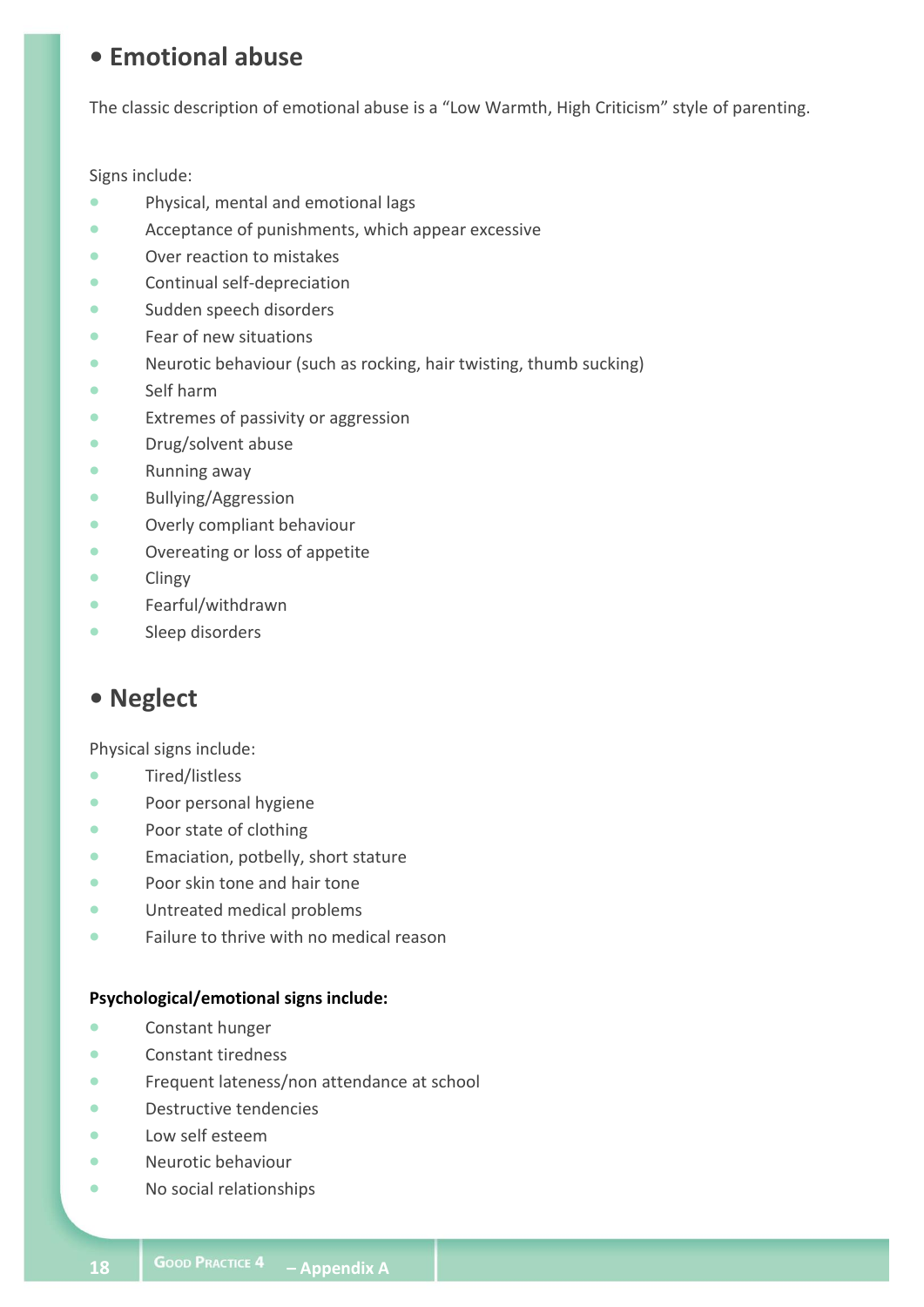## • Emotional abuse

The classic description of emotional abuse is a "Low Warmth, High Criticism" style of parenting.

Signs include:

- Physical, mental and emotional lags
- Acceptance of punishments, which appear excessive
- Over reaction to mistakes
- Continual self-depreciation
- Sudden speech disorders
- Fear of new situations
- Neurotic behaviour (such as rocking, hair twisting, thumb sucking)
- Self harm
- Extremes of passivity or aggression
- Drug/solvent abuse
- Running away
- Bullying/Aggression
- Overly compliant behaviour
- Overeating or loss of appetite
- Clingy
- Fearful/withdrawn
- Sleep disorders

## • Neglect

Physical signs include:

- Tired/listless
- Poor personal hygiene
- Poor state of clothing
- Emaciation, potbelly, short stature
- Poor skin tone and hair tone
- Untreated medical problems
- Failure to thrive with no medical reason

**Psychological/emotional signs include:**

- Constant hunger
- Constant tiredness
- Frequent lateness/non attendance at school
- Destructive tendencies
- Low self esteem
- Neurotic behaviour
- No social relationships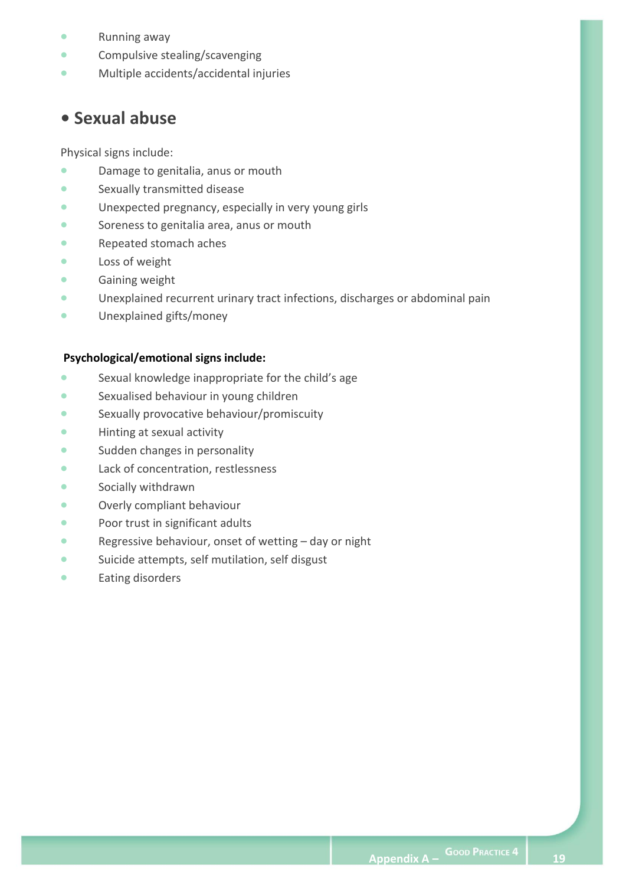- Running away
- Compulsive stealing/scavenging
- Multiple accidents/accidental injuries

## • Sexual abuse

Physical signs include:

- Damage to genitalia, anus or mouth
- Sexually transmitted disease
- Unexpected pregnancy, especially in very young girls
- Soreness to genitalia area, anus or mouth
- Repeated stomach aches
- Loss of weight
- Gaining weight
- Unexplained recurrent urinary tract infections, discharges or abdominal pain
- Unexplained gifts/money

**Psychological/emotional signs include:**

- Sexual knowledge inappropriate for the child's age
- Sexualised behaviour in young children
- Sexually provocative behaviour/promiscuity
- Hinting at sexual activity
- Sudden changes in personality
- Lack of concentration, restlessness
- Socially withdrawn
- Overly compliant behaviour
- Poor trust in significant adults
- Regressive behaviour, onset of wetting – day or night
- Suicide attempts, self mutilation, self disgust
- Eating disorders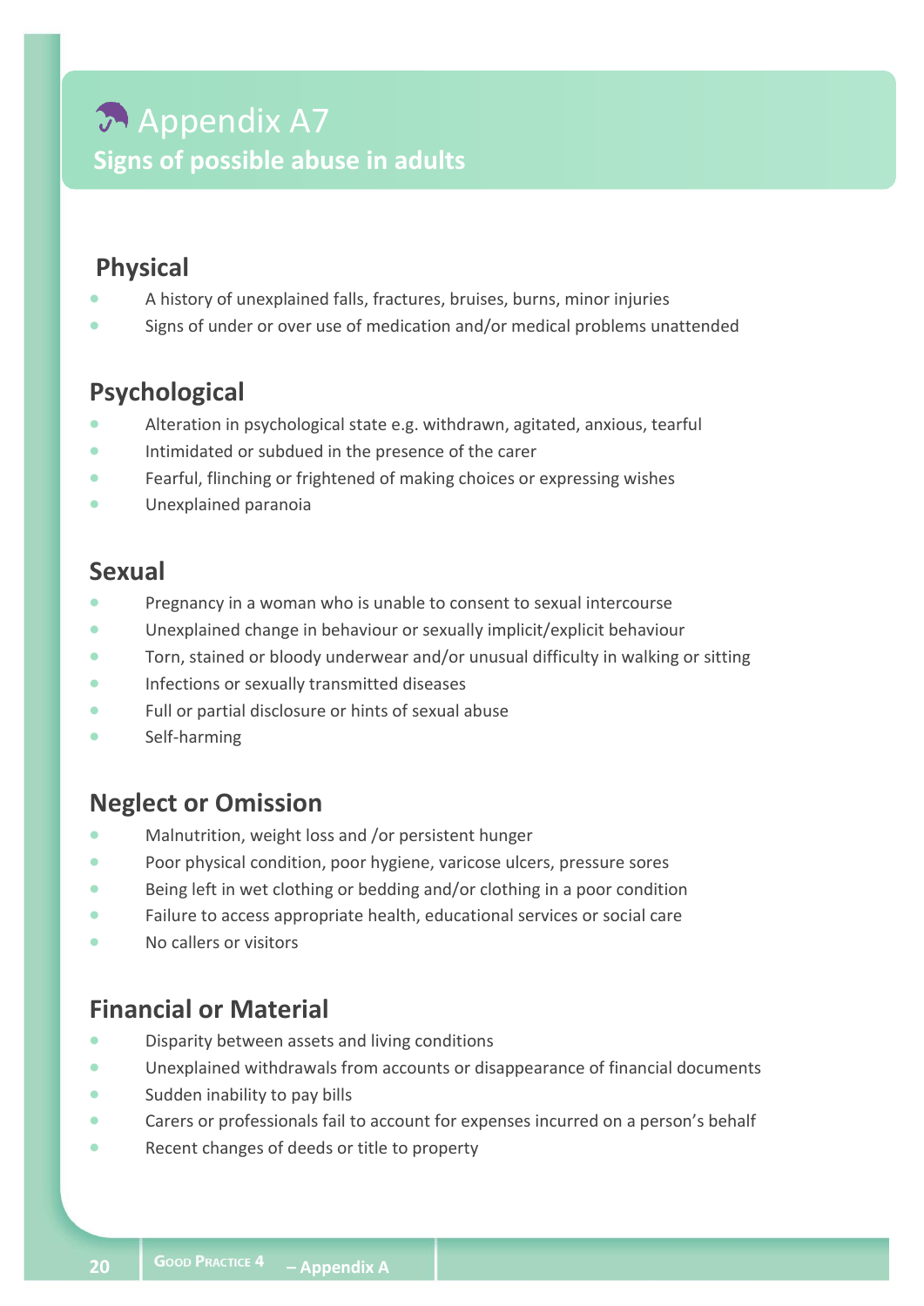# Appendix A7

## Signs of possible abuse in adults

### Physical

- A history of unexplained falls, fractures, bruises, burns, minor injuries
- Signs of under or over use of medication and/or medical problems unattended

### Psychological

- Alteration in psychological state e.g. withdrawn, agitated, anxious, tearful
- Intimidated or subdued in the presence of the carer
- Fearful, flinching or frightened of making choices or expressing wishes
- Unexplained paranoia

### Sexual

- Pregnancy in a woman who is unable to consent to sexual intercourse
- Unexplained change in behaviour or sexually implicit/explicit behaviour
- Torn, stained or bloody underwear and/or unusual difficulty in walking or sitting
- Infections or sexually transmitted diseases
- Full or partial disclosure or hints of sexual abuse
- Self-harming

### Neglect or Omission

- Malnutrition, weight loss and /or persistent hunger
- Poor physical condition, poor hygiene, varicose ulcers, pressure sores
- Being left in wet clothing or bedding and/or clothing in a poor condition
- Failure to access appropriate health, educational services or social care
- No callers or visitors

### Financial or Material

- Disparity between assets and living conditions
- Unexplained withdrawals from accounts or disappearance of financial documents
- Sudden inability to pay bills
- Carers or professionals fail to account for expenses incurred on a person's behalf
- Recent changes of deeds or title to property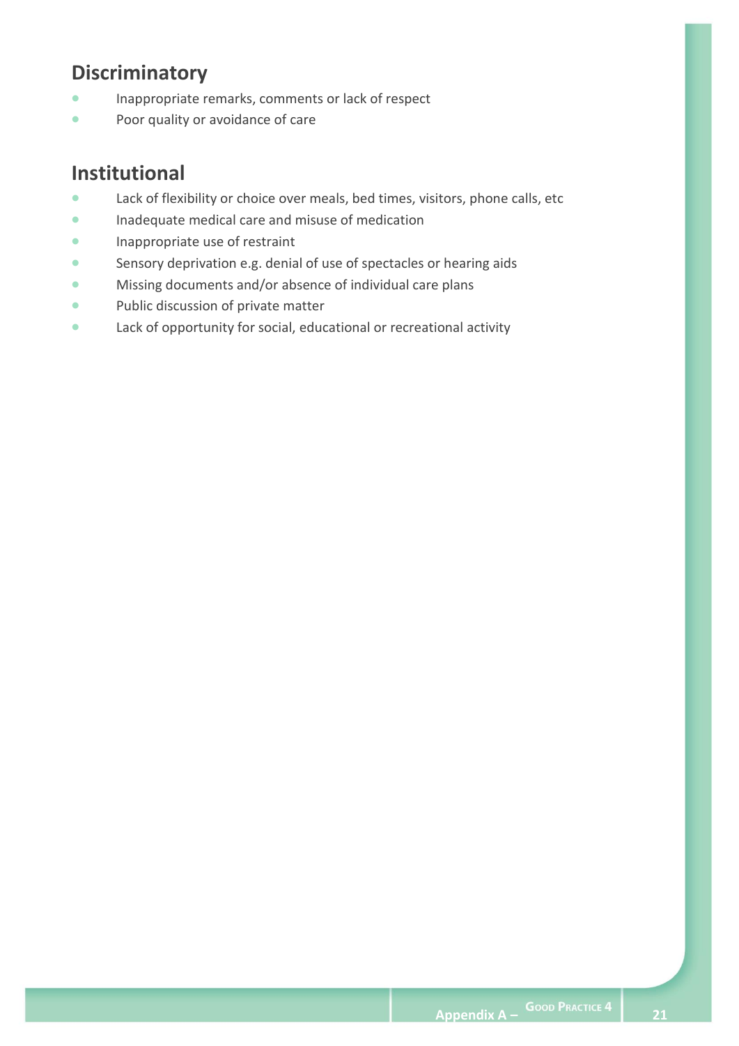## Discriminatory

- Inappropriate remarks, comments or lack of respect
- Poor quality or avoidance of care

## Institutional

- Lack of flexibility or choice over meals, bed times, visitors, phone calls, etc
- Inadequate medical care and misuse of medication
- Inappropriate use of restraint
- Sensory deprivation e.g. denial of use of spectacles or hearing aids
- Missing documents and/or absence of individual care plans
- Public discussion of private matter
- Lack of opportunity for social, educational or recreational activity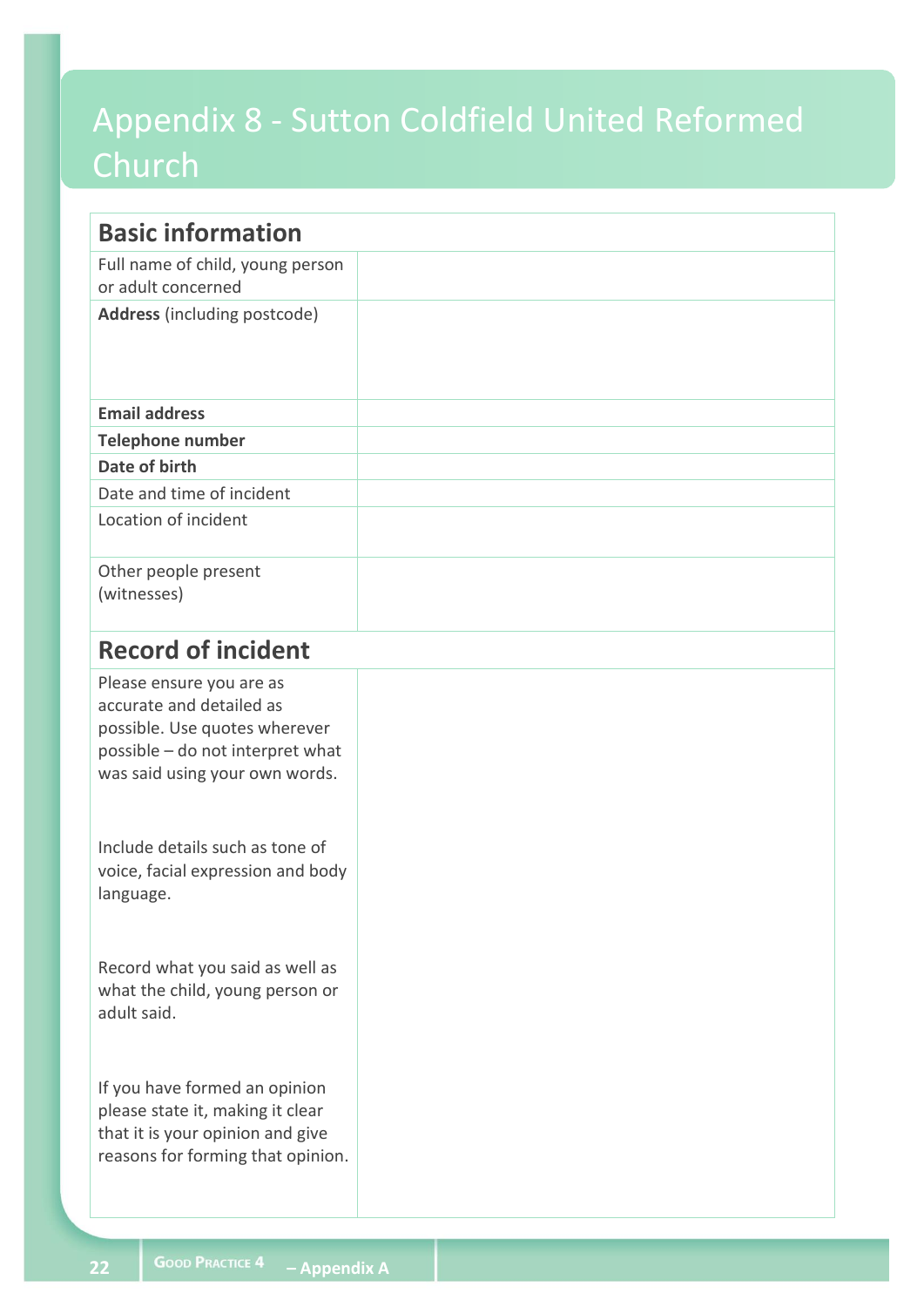# Appendix 8 - Sutton Coldfield United Reformed Church

| **Basic information** | |
|---|---|
| Full name of child, young person or adult concerned | |
| **Address** (including postcode) | |
| **Email address** | |
| **Telephone number** | |
| **Date of birth** | |
| Date and time of incident | |
| Location of incident | |
| Other people present (witnesses) | |

| **Record of incident** | |
|---|---|
| Please ensure you are as accurate and detailed as possible. Use quotes wherever possible – do not interpret what was said using your own words.<br><br>Include details such as tone of voice, facial expression and body language.<br><br>Record what you said as well as what the child, young person or adult said.<br><br>If you have formed an opinion please state it, making it clear that it is your opinion and give reasons for forming that opinion. | |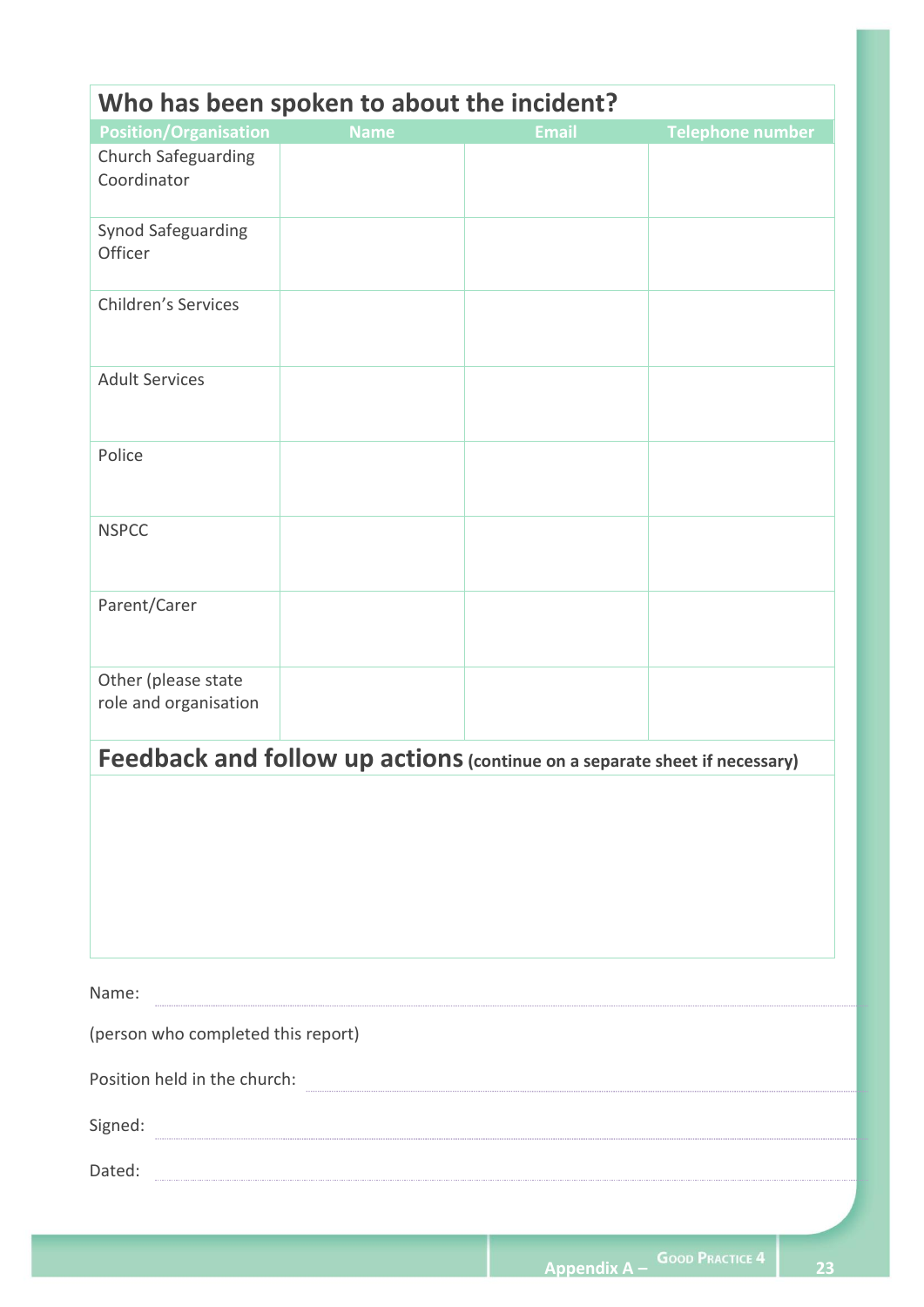## Who has been spoken to about the incident?

| Position/Organisation | Name | Email | Telephone number |
|---|---|---|---|
| Church Safeguarding Coordinator | | | |
| Synod Safeguarding Officer | | | |
| Children's Services | | | |
| Adult Services | | | |
| Police | | | |
| NSPCC | | | |
| Parent/Carer | | | |
| Other (please state role and organisation | | | |

## Feedback and follow up actions **(continue on a separate sheet if necessary)**

Name: ..............................................................................

(person who completed this report)

Position held in the church: ..............................................................................

Signed: ..............................................................................

Dated: ..............................................................................